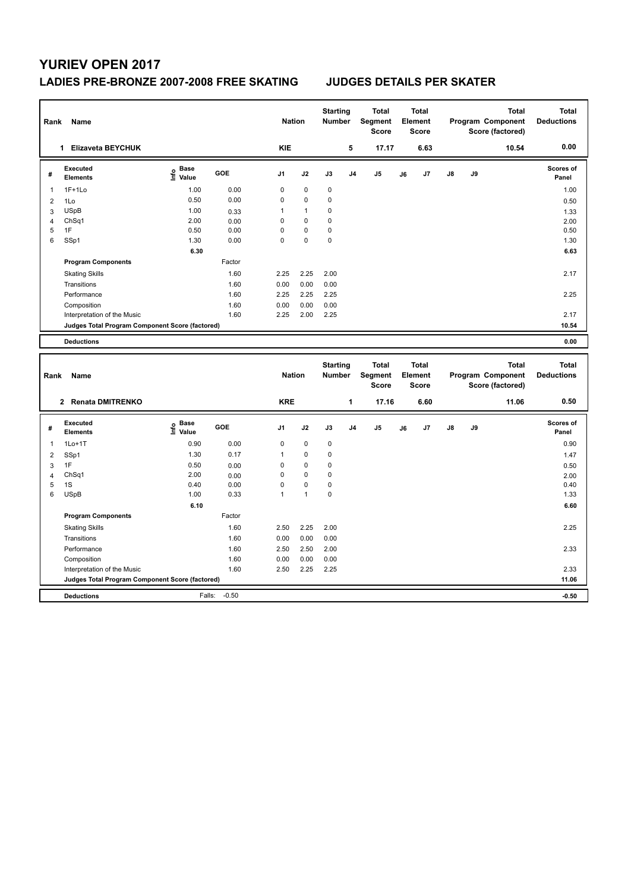# YURIEV OPEN 2017

## LADIES PRE-BRONZE 2007-2008 FREE SKATING JUDGES DETAILS PER SKATER

| Rank | Name | Nation | Starting Number | Total Segment Score | Total Element Score | Total Program Component Score (factored) | Total Deductions |
|---|---|---|---|---|---|---|---|
| 1 | Elizaveta BEYCHUK | KIE | 5 | 17.17 | 6.63 | 10.54 | 0.00 |

| # | Executed Elements | Info | Base Value | GOE | J1 | J2 | J3 | J4 | J5 | J6 | J7 | J8 | J9 | Scores of Panel |
|---|---|---|---|---|---|---|---|---|---|---|---|---|---|---|
| 1 | 1F+1Lo | | 1.00 | 0.00 | 0 | 0 | 0 | | | | | | | 1.00 |
| 2 | 1Lo | | 0.50 | 0.00 | 0 | 0 | 0 | | | | | | | 0.50 |
| 3 | USpB | | 1.00 | 0.33 | 1 | 1 | 0 | | | | | | | 1.33 |
| 4 | ChSq1 | | 2.00 | 0.00 | 0 | 0 | 0 | | | | | | | 2.00 |
| 5 | 1F | | 0.50 | 0.00 | 0 | 0 | 0 | | | | | | | 0.50 |
| 6 | SSp1 | | 1.30 | 0.00 | 0 | 0 | 0 | | | | | | | 1.30 |
| | | | 6.30 | | | | | | | | | | | 6.63 |
| | **Program Components** | | | Factor | | | | | | | | | | |
| | Skating Skills | | | 1.60 | 2.25 | 2.25 | 2.00 | | | | | | | 2.17 |
| | Transitions | | | 1.60 | 0.00 | 0.00 | 0.00 | | | | | | | |
| | Performance | | | 1.60 | 2.25 | 2.25 | 2.25 | | | | | | | 2.25 |
| | Composition | | | 1.60 | 0.00 | 0.00 | 0.00 | | | | | | | |
| | Interpretation of the Music | | | 1.60 | 2.25 | 2.00 | 2.25 | | | | | | | 2.17 |
| | **Judges Total Program Component Score (factored)** | | | | | | | | | | | | | 10.54 |
| | **Deductions** | | | | | | | | | | | | | 0.00 |

| Rank | Name | Nation | Starting Number | Total Segment Score | Total Element Score | Total Program Component Score (factored) | Total Deductions |
|---|---|---|---|---|---|---|---|
| 2 | Renata DMITRENKO | KRE | 1 | 17.16 | 6.60 | 11.06 | 0.50 |

| # | Executed Elements | Info | Base Value | GOE | J1 | J2 | J3 | J4 | J5 | J6 | J7 | J8 | J9 | Scores of Panel |
|---|---|---|---|---|---|---|---|---|---|---|---|---|---|---|
| 1 | 1Lo+1T | | 0.90 | 0.00 | 0 | 0 | 0 | | | | | | | 0.90 |
| 2 | SSp1 | | 1.30 | 0.17 | 1 | 0 | 0 | | | | | | | 1.47 |
| 3 | 1F | | 0.50 | 0.00 | 0 | 0 | 0 | | | | | | | 0.50 |
| 4 | ChSq1 | | 2.00 | 0.00 | 0 | 0 | 0 | | | | | | | 2.00 |
| 5 | 1S | | 0.40 | 0.00 | 0 | 0 | 0 | | | | | | | 0.40 |
| 6 | USpB | | 1.00 | 0.33 | 1 | 1 | 0 | | | | | | | 1.33 |
| | | | 6.10 | | | | | | | | | | | 6.60 |
| | **Program Components** | | | Factor | | | | | | | | | | |
| | Skating Skills | | | 1.60 | 2.50 | 2.25 | 2.00 | | | | | | | 2.25 |
| | Transitions | | | 1.60 | 0.00 | 0.00 | 0.00 | | | | | | | |
| | Performance | | | 1.60 | 2.50 | 2.50 | 2.00 | | | | | | | 2.33 |
| | Composition | | | 1.60 | 0.00 | 0.00 | 0.00 | | | | | | | |
| | Interpretation of the Music | | | 1.60 | 2.50 | 2.25 | 2.25 | | | | | | | 2.33 |
| | **Judges Total Program Component Score (factored)** | | | | | | | | | | | | | 11.06 |
| | **Deductions** | | Falls: | -0.50 | | | | | | | | | | -0.50 |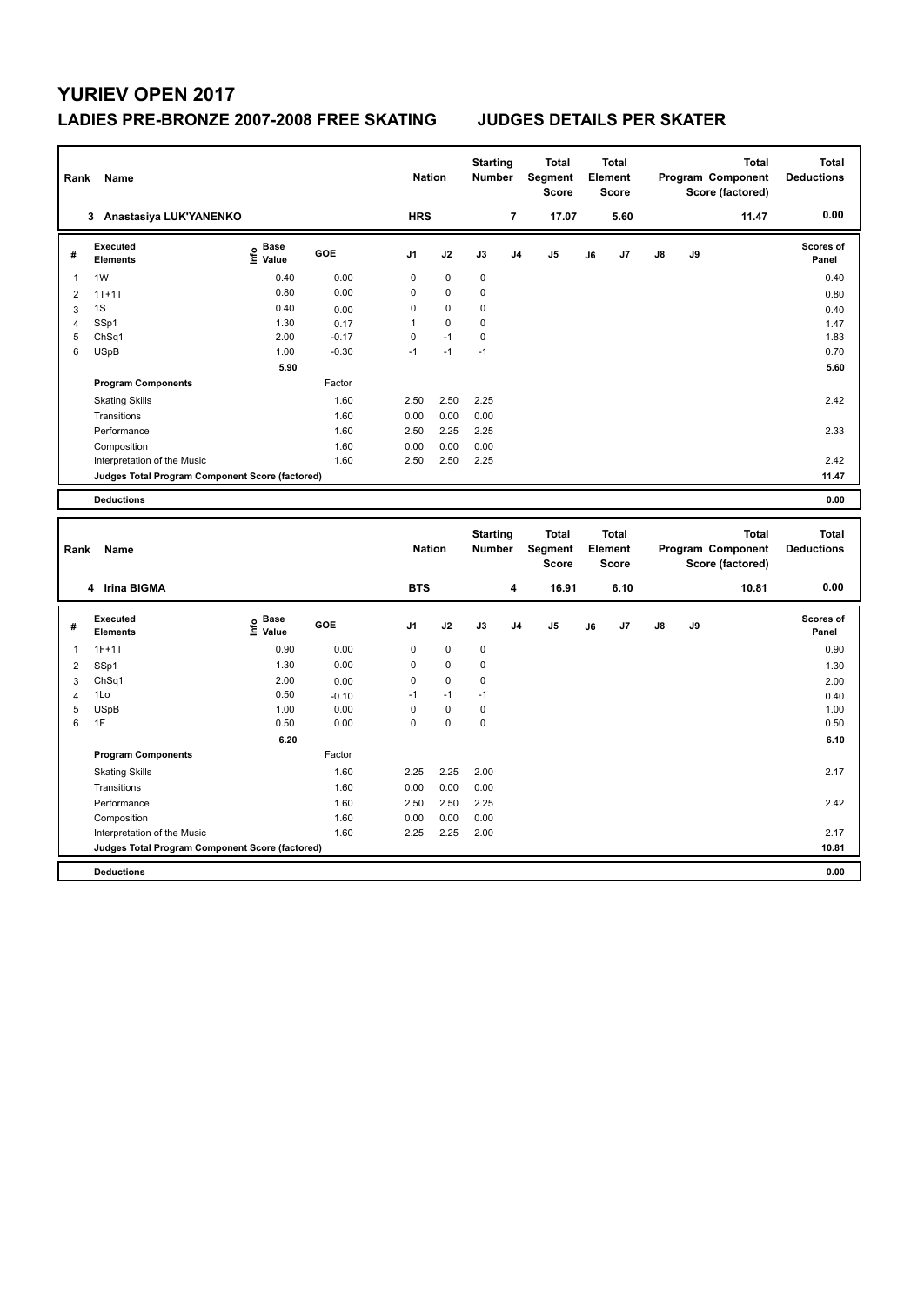# YURIEV OPEN 2017

## LADIES PRE-BRONZE 2007-2008 FREE SKATING JUDGES DETAILS PER SKATER

| Rank | Name | Nation | Starting Number | Total Segment Score | Total Element Score | Total Program Component Score (factored) | Total Deductions |
|---|---|---|---|---|---|---|---|
| 3 | Anastasiya LUK'YANENKO | HRS | 7 | 17.07 | 5.60 | 11.47 | 0.00 |

| # | Executed Elements | Info | Base Value | GOE | J1 | J2 | J3 | J4 | J5 | J6 | J7 | J8 | J9 | Scores of Panel |
|---|---|---|---|---|---|---|---|---|---|---|---|---|---|---|
| 1 | 1W | | 0.40 | 0.00 | 0 | 0 | 0 | | | | | | | 0.40 |
| 2 | 1T+1T | | 0.80 | 0.00 | 0 | 0 | 0 | | | | | | | 0.80 |
| 3 | 1S | | 0.40 | 0.00 | 0 | 0 | 0 | | | | | | | 0.40 |
| 4 | SSp1 | | 1.30 | 0.17 | 1 | 0 | 0 | | | | | | | 1.47 |
| 5 | ChSq1 | | 2.00 | -0.17 | 0 | -1 | 0 | | | | | | | 1.83 |
| 6 | USpB | | 1.00 | -0.30 | -1 | -1 | -1 | | | | | | | 0.70 |
| | | | 5.90 | | | | | | | | | | | 5.60 |
| | **Program Components** | | | Factor | | | | | | | | | | |
| | Skating Skills | | | 1.60 | 2.50 | 2.50 | 2.25 | | | | | | | 2.42 |
| | Transitions | | | 1.60 | 0.00 | 0.00 | 0.00 | | | | | | | |
| | Performance | | | 1.60 | 2.50 | 2.25 | 2.25 | | | | | | | 2.33 |
| | Composition | | | 1.60 | 0.00 | 0.00 | 0.00 | | | | | | | |
| | Interpretation of the Music | | | 1.60 | 2.50 | 2.50 | 2.25 | | | | | | | 2.42 |
| | **Judges Total Program Component Score (factored)** | | | | | | | | | | | | | 11.47 |
| | **Deductions** | | | | | | | | | | | | | 0.00 |

| Rank | Name | Nation | Starting Number | Total Segment Score | Total Element Score | Total Program Component Score (factored) | Total Deductions |
|---|---|---|---|---|---|---|---|
| 4 | Irina BIGMA | BTS | 4 | 16.91 | 6.10 | 10.81 | 0.00 |

| # | Executed Elements | Info | Base Value | GOE | J1 | J2 | J3 | J4 | J5 | J6 | J7 | J8 | J9 | Scores of Panel |
|---|---|---|---|---|---|---|---|---|---|---|---|---|---|---|
| 1 | 1F+1T | | 0.90 | 0.00 | 0 | 0 | 0 | | | | | | | 0.90 |
| 2 | SSp1 | | 1.30 | 0.00 | 0 | 0 | 0 | | | | | | | 1.30 |
| 3 | ChSq1 | | 2.00 | 0.00 | 0 | 0 | 0 | | | | | | | 2.00 |
| 4 | 1Lo | | 0.50 | -0.10 | -1 | -1 | -1 | | | | | | | 0.40 |
| 5 | USpB | | 1.00 | 0.00 | 0 | 0 | 0 | | | | | | | 1.00 |
| 6 | 1F | | 0.50 | 0.00 | 0 | 0 | 0 | | | | | | | 0.50 |
| | | | 6.20 | | | | | | | | | | | 6.10 |
| | **Program Components** | | | Factor | | | | | | | | | | |
| | Skating Skills | | | 1.60 | 2.25 | 2.25 | 2.00 | | | | | | | 2.17 |
| | Transitions | | | 1.60 | 0.00 | 0.00 | 0.00 | | | | | | | |
| | Performance | | | 1.60 | 2.50 | 2.50 | 2.25 | | | | | | | 2.42 |
| | Composition | | | 1.60 | 0.00 | 0.00 | 0.00 | | | | | | | |
| | Interpretation of the Music | | | 1.60 | 2.25 | 2.25 | 2.00 | | | | | | | 2.17 |
| | **Judges Total Program Component Score (factored)** | | | | | | | | | | | | | 10.81 |
| | **Deductions** | | | | | | | | | | | | | 0.00 |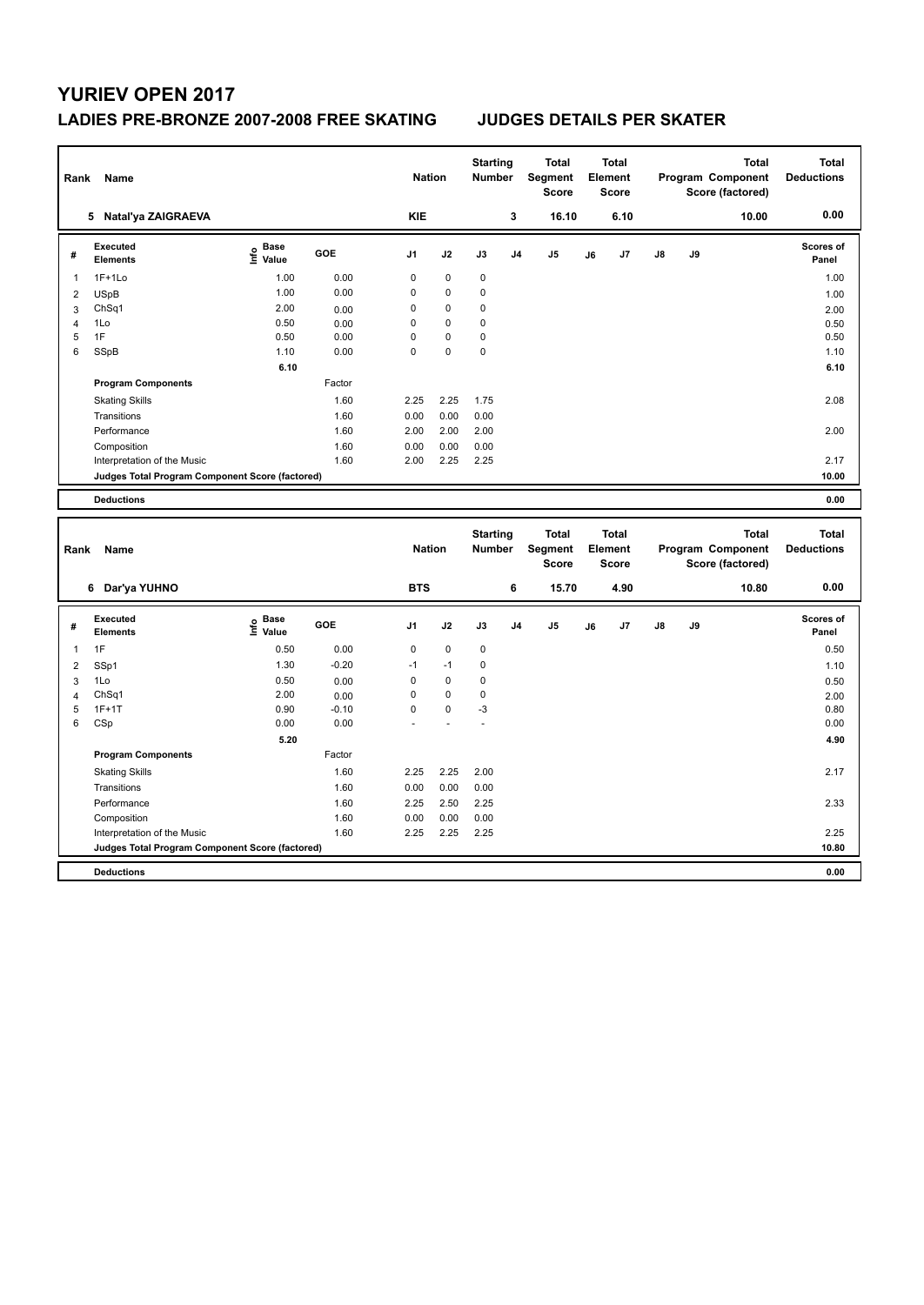# YURIEV OPEN 2017

## LADIES PRE-BRONZE 2007-2008 FREE SKATING — JUDGES DETAILS PER SKATER

| Rank | Name | Nation | Starting Number | Total Segment Score | Total Element Score | Total Program Component Score (factored) | Total Deductions |
|---|---|---|---|---|---|---|---|
| 5 | Natal'ya ZAIGRAEVA | KIE | 3 | 16.10 | 6.10 | 10.00 | 0.00 |

| # | Executed Elements | Info | Base Value | GOE | J1 | J2 | J3 | J4 | J5 | J6 | J7 | J8 | J9 | Scores of Panel |
|---|---|---|---|---|---|---|---|---|---|---|---|---|---|---|
| 1 | 1F+1Lo | | 1.00 | 0.00 | 0 | 0 | 0 | | | | | | | 1.00 |
| 2 | USpB | | 1.00 | 0.00 | 0 | 0 | 0 | | | | | | | 1.00 |
| 3 | ChSq1 | | 2.00 | 0.00 | 0 | 0 | 0 | | | | | | | 2.00 |
| 4 | 1Lo | | 0.50 | 0.00 | 0 | 0 | 0 | | | | | | | 0.50 |
| 5 | 1F | | 0.50 | 0.00 | 0 | 0 | 0 | | | | | | | 0.50 |
| 6 | SSpB | | 1.10 | 0.00 | 0 | 0 | 0 | | | | | | | 1.10 |
| | | | 6.10 | | | | | | | | | | | 6.10 |
| | **Program Components** | | | Factor | | | | | | | | | | |
| | Skating Skills | | | 1.60 | 2.25 | 2.25 | 1.75 | | | | | | | 2.08 |
| | Transitions | | | 1.60 | 0.00 | 0.00 | 0.00 | | | | | | | |
| | Performance | | | 1.60 | 2.00 | 2.00 | 2.00 | | | | | | | 2.00 |
| | Composition | | | 1.60 | 0.00 | 0.00 | 0.00 | | | | | | | |
| | Interpretation of the Music | | | 1.60 | 2.00 | 2.25 | 2.25 | | | | | | | 2.17 |
| | **Judges Total Program Component Score (factored)** | | | | | | | | | | | | | 10.00 |
| | **Deductions** | | | | | | | | | | | | | 0.00 |

| Rank | Name | Nation | Starting Number | Total Segment Score | Total Element Score | Total Program Component Score (factored) | Total Deductions |
|---|---|---|---|---|---|---|---|
| 6 | Dar'ya YUHNO | BTS | 6 | 15.70 | 4.90 | 10.80 | 0.00 |

| # | Executed Elements | Info | Base Value | GOE | J1 | J2 | J3 | J4 | J5 | J6 | J7 | J8 | J9 | Scores of Panel |
|---|---|---|---|---|---|---|---|---|---|---|---|---|---|---|
| 1 | 1F | | 0.50 | 0.00 | 0 | 0 | 0 | | | | | | | 0.50 |
| 2 | SSp1 | | 1.30 | -0.20 | -1 | -1 | 0 | | | | | | | 1.10 |
| 3 | 1Lo | | 0.50 | 0.00 | 0 | 0 | 0 | | | | | | | 0.50 |
| 4 | ChSq1 | | 2.00 | 0.00 | 0 | 0 | 0 | | | | | | | 2.00 |
| 5 | 1F+1T | | 0.90 | -0.10 | 0 | 0 | -3 | | | | | | | 0.80 |
| 6 | CSp | | 0.00 | 0.00 | - | - | - | | | | | | | 0.00 |
| | | | 5.20 | | | | | | | | | | | 4.90 |
| | **Program Components** | | | Factor | | | | | | | | | | |
| | Skating Skills | | | 1.60 | 2.25 | 2.25 | 2.00 | | | | | | | 2.17 |
| | Transitions | | | 1.60 | 0.00 | 0.00 | 0.00 | | | | | | | |
| | Performance | | | 1.60 | 2.25 | 2.50 | 2.25 | | | | | | | 2.33 |
| | Composition | | | 1.60 | 0.00 | 0.00 | 0.00 | | | | | | | |
| | Interpretation of the Music | | | 1.60 | 2.25 | 2.25 | 2.25 | | | | | | | 2.25 |
| | **Judges Total Program Component Score (factored)** | | | | | | | | | | | | | 10.80 |
| | **Deductions** | | | | | | | | | | | | | 0.00 |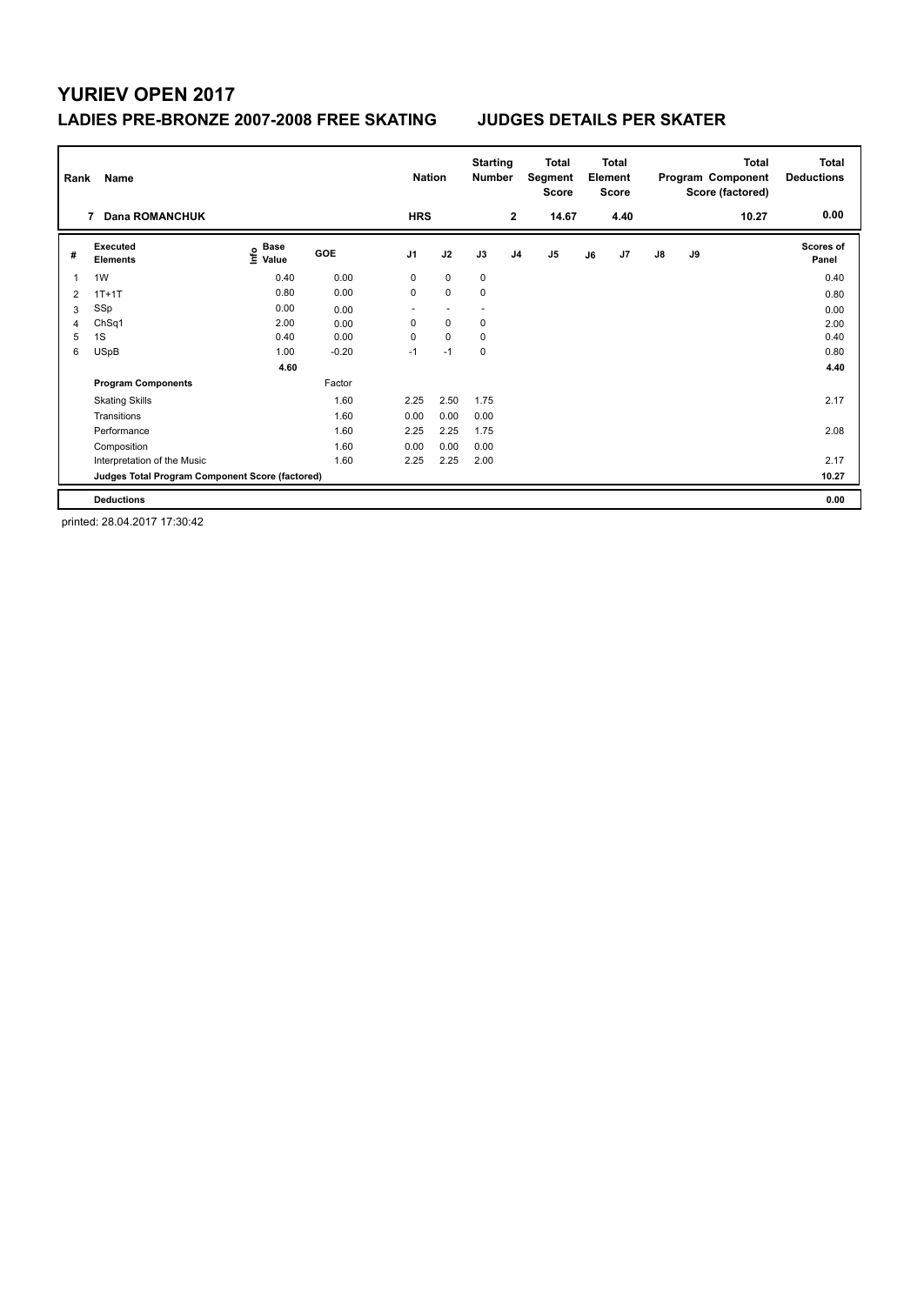# YURIEV OPEN 2017

## LADIES PRE-BRONZE 2007-2008 FREE SKATING JUDGES DETAILS PER SKATER

| Rank | Name | Nation | Starting Number | Total Segment Score | Total Element Score | Total Program Component Score (factored) | Total Deductions |
|---|---|---|---|---|---|---|---|
| 7 | Dana ROMANCHUK | HRS | 2 | 14.67 | 4.40 | 10.27 | 0.00 |

| # | Executed Elements | Info | Base Value | GOE | J1 | J2 | J3 | J4 | J5 | J6 | J7 | J8 | J9 | Scores of Panel |
|---|---|---|---|---|---|---|---|---|---|---|---|---|---|---|
| 1 | 1W | | 0.40 | 0.00 | 0 | 0 | 0 | | | | | | | 0.40 |
| 2 | 1T+1T | | 0.80 | 0.00 | 0 | 0 | 0 | | | | | | | 0.80 |
| 3 | SSp | | 0.00 | 0.00 | - | - | - | | | | | | | 0.00 |
| 4 | ChSq1 | | 2.00 | 0.00 | 0 | 0 | 0 | | | | | | | 2.00 |
| 5 | 1S | | 0.40 | 0.00 | 0 | 0 | 0 | | | | | | | 0.40 |
| 6 | USpB | | 1.00 | -0.20 | -1 | -1 | 0 | | | | | | | 0.80 |
| | | | 4.60 | | | | | | | | | | | 4.40 |
| | **Program Components** | | | Factor | | | | | | | | | | |
| | Skating Skills | | | 1.60 | 2.25 | 2.50 | 1.75 | | | | | | | 2.17 |
| | Transitions | | | 1.60 | 0.00 | 0.00 | 0.00 | | | | | | | |
| | Performance | | | 1.60 | 2.25 | 2.25 | 1.75 | | | | | | | 2.08 |
| | Composition | | | 1.60 | 0.00 | 0.00 | 0.00 | | | | | | | |
| | Interpretation of the Music | | | 1.60 | 2.25 | 2.25 | 2.00 | | | | | | | 2.17 |
| | **Judges Total Program Component Score (factored)** | | | | | | | | | | | | | 10.27 |
| | **Deductions** | | | | | | | | | | | | | 0.00 |

printed: 28.04.2017 17:30:42